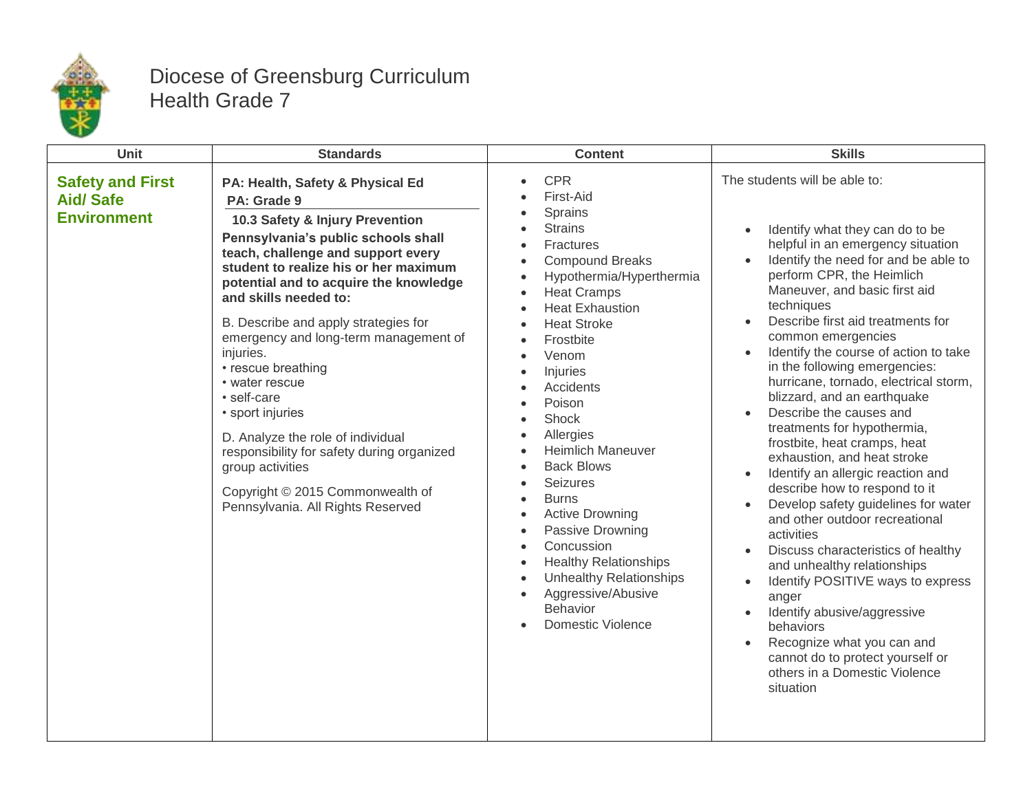# Diocese of Greensburg Curriculum
## Health Grade 7

| Unit | Standards | Content | Skills |
|---|---|---|---|
| **Safety and First Aid/ Safe Environment** | **PA: Health, Safety & Physical Ed**<br>**PA: Grade 9**<br>**10.3 Safety & Injury Prevention**<br>**Pennsylvania's public schools shall teach, challenge and support every student to realize his or her maximum potential and to acquire the knowledge and skills needed to:**<br><br>B. Describe and apply strategies for emergency and long-term management of injuries.<br>• rescue breathing<br>• water rescue<br>• self-care<br>• sport injuries<br><br>D. Analyze the role of individual responsibility for safety during organized group activities<br><br>Copyright © 2015 Commonwealth of Pennsylvania. All Rights Reserved | • CPR<br>• First-Aid<br>• Sprains<br>• Strains<br>• Fractures<br>• Compound Breaks<br>• Hypothermia/Hyperthermia<br>• Heat Cramps<br>• Heat Exhaustion<br>• Heat Stroke<br>• Frostbite<br>• Venom<br>• Injuries<br>• Accidents<br>• Poison<br>• Shock<br>• Allergies<br>• Heimlich Maneuver<br>• Back Blows<br>• Seizures<br>• Burns<br>• Active Drowning<br>• Passive Drowning<br>• Concussion<br>• Healthy Relationships<br>• Unhealthy Relationships<br>• Aggressive/Abusive Behavior<br>• Domestic Violence | The students will be able to:<br><br>• Identify what they can do to be helpful in an emergency situation<br>• Identify the need for and be able to perform CPR, the Heimlich Maneuver, and basic first aid techniques<br>• Describe first aid treatments for common emergencies<br>• Identify the course of action to take in the following emergencies: hurricane, tornado, electrical storm, blizzard, and an earthquake<br>• Describe the causes and treatments for hypothermia, frostbite, heat cramps, heat exhaustion, and heat stroke<br>• Identify an allergic reaction and describe how to respond to it<br>• Develop safety guidelines for water and other outdoor recreational activities<br>• Discuss characteristics of healthy and unhealthy relationships<br>• Identify POSITIVE ways to express anger<br>• Identify abusive/aggressive behaviors<br>• Recognize what you can and cannot do to protect yourself or others in a Domestic Violence situation |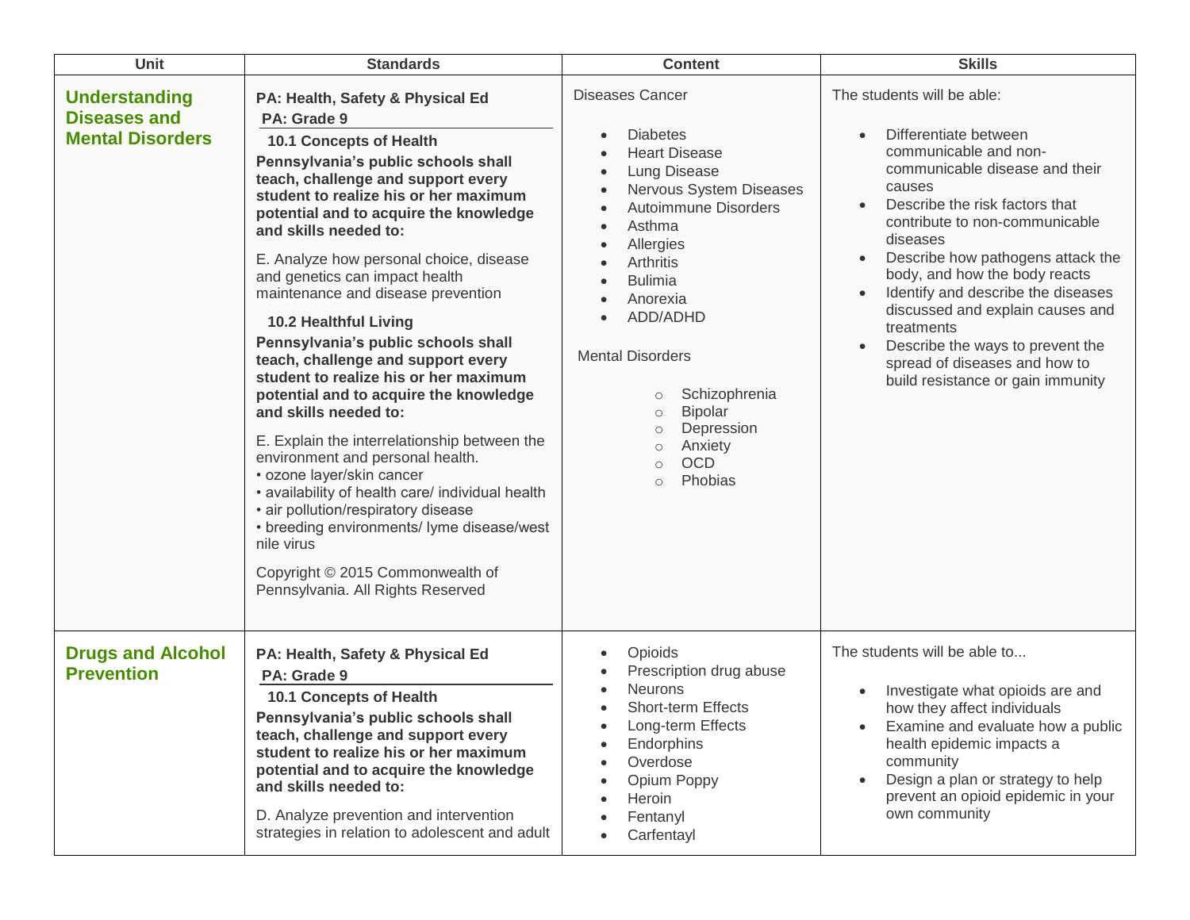| Unit | Standards | Content | Skills |
| --- | --- | --- | --- |
| **Understanding Diseases and Mental Disorders** | **PA: Health, Safety & Physical Ed**<br>**PA: Grade 9**<br>**10.1 Concepts of Health**<br>**Pennsylvania's public schools shall teach, challenge and support every student to realize his or her maximum potential and to acquire the knowledge and skills needed to:**<br>E. Analyze how personal choice, disease and genetics can impact health maintenance and disease prevention<br>**10.2 Healthful Living**<br>**Pennsylvania's public schools shall teach, challenge and support every student to realize his or her maximum potential and to acquire the knowledge and skills needed to:**<br>E. Explain the interrelationship between the environment and personal health.<br>• ozone layer/skin cancer<br>• availability of health care/ individual health<br>• air pollution/respiratory disease<br>• breeding environments/ lyme disease/west nile virus<br>Copyright © 2015 Commonwealth of Pennsylvania. All Rights Reserved | Diseases Cancer<br>• Diabetes<br>• Heart Disease<br>• Lung Disease<br>• Nervous System Diseases<br>• Autoimmune Disorders<br>• Asthma<br>• Allergies<br>• Arthritis<br>• Bulimia<br>• Anorexia<br>• ADD/ADHD<br>Mental Disorders<br>○ Schizophrenia<br>○ Bipolar<br>○ Depression<br>○ Anxiety<br>○ OCD<br>○ Phobias | The students will be able:<br>• Differentiate between communicable and non-communicable disease and their causes<br>• Describe the risk factors that contribute to non-communicable diseases<br>• Describe how pathogens attack the body, and how the body reacts<br>• Identify and describe the diseases discussed and explain causes and treatments<br>• Describe the ways to prevent the spread of diseases and how to build resistance or gain immunity |
| **Drugs and Alcohol Prevention** | **PA: Health, Safety & Physical Ed**<br>**PA: Grade 9**<br>**10.1 Concepts of Health**<br>**Pennsylvania's public schools shall teach, challenge and support every student to realize his or her maximum potential and to acquire the knowledge and skills needed to:**<br>D. Analyze prevention and intervention strategies in relation to adolescent and adult | • Opioids<br>• Prescription drug abuse<br>• Neurons<br>• Short-term Effects<br>• Long-term Effects<br>• Endorphins<br>• Overdose<br>• Opium Poppy<br>• Heroin<br>• Fentanyl<br>• Carfentayl | The students will be able to...<br>• Investigate what opioids are and how they affect individuals<br>• Examine and evaluate how a public health epidemic impacts a community<br>• Design a plan or strategy to help prevent an opioid epidemic in your own community |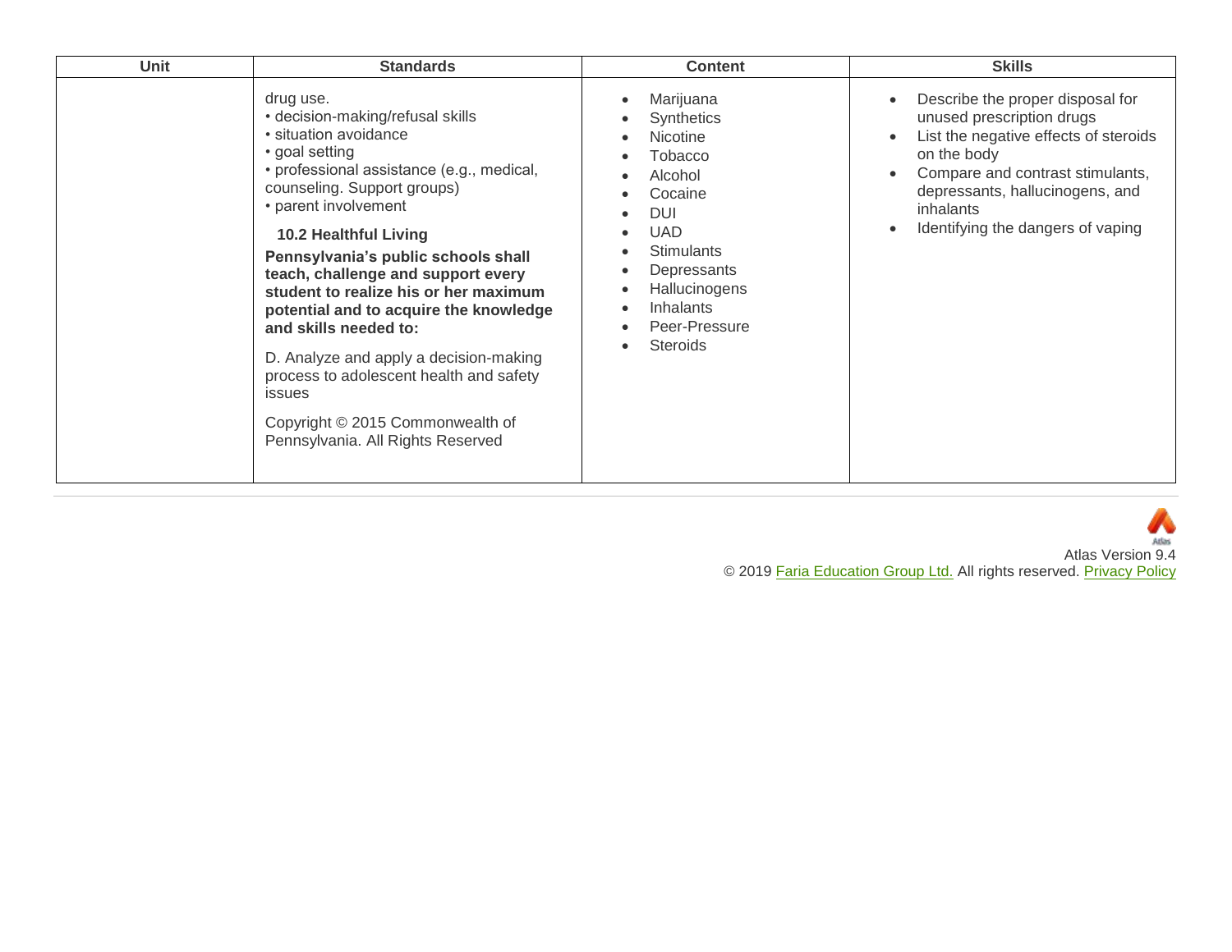| Unit | Standards | Content | Skills |
|---|---|---|---|
| | drug use.<br>• decision-making/refusal skills<br>• situation avoidance<br>• goal setting<br>• professional assistance (e.g., medical, counseling. Support groups)<br>• parent involvement<br><br>**10.2 Healthful Living**<br><br>**Pennsylvania's public schools shall teach, challenge and support every student to realize his or her maximum potential and to acquire the knowledge and skills needed to:**<br><br>D. Analyze and apply a decision-making process to adolescent health and safety issues<br><br>Copyright © 2015 Commonwealth of Pennsylvania. All Rights Reserved | • Marijuana<br>• Synthetics<br>• Nicotine<br>• Tobacco<br>• Alcohol<br>• Cocaine<br>• DUI<br>• UAD<br>• Stimulants<br>• Depressants<br>• Hallucinogens<br>• Inhalants<br>• Peer-Pressure<br>• Steroids | • Describe the proper disposal for unused prescription drugs<br>• List the negative effects of steroids on the body<br>• Compare and contrast stimulants, depressants, hallucinogens, and inhalants<br>• Identifying the dangers of vaping |

Atlas Version 9.4
© 2019 Faria Education Group Ltd. All rights reserved. Privacy Policy